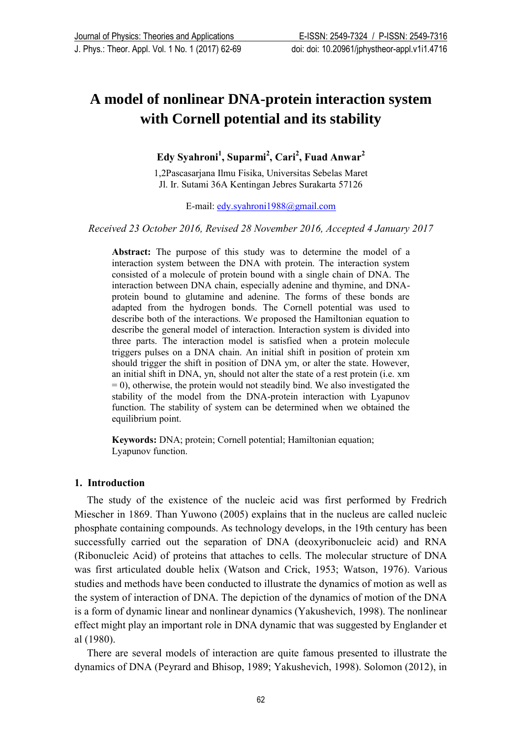# A model of nonlinear DNA-protein interaction system with Cornell potential and its stability

**Edy Syahroni[1], Suparmi[2], Cari[2], Fuad Anwar[2]**

1,2Pascasarjana Ilmu Fisika, Universitas Sebelas Maret
Jl. Ir. Sutami 36A Kentingan Jebres Surakarta 57126

E-mail: edy.syahroni1988@gmail.com

*Received 23 October 2016, Revised 28 November 2016, Accepted 4 January 2017*

**Abstract:** The purpose of this study was to determine the model of a interaction system between the DNA with protein. The interaction system consisted of a molecule of protein bound with a single chain of DNA. The interaction between DNA chain, especially adenine and thymine, and DNA-protein bound to glutamine and adenine. The forms of these bonds are adapted from the hydrogen bonds. The Cornell potential was used to describe both of the interactions. We proposed the Hamiltonian equation to describe the general model of interaction. Interaction system is divided into three parts. The interaction model is satisfied when a protein molecule triggers pulses on a DNA chain. An initial shift in position of protein xm should trigger the shift in position of DNA ym, or alter the state. However, an initial shift in DNA, yn, should not alter the state of a rest protein (i.e. xm = 0), otherwise, the protein would not steadily bind. We also investigated the stability of the model from the DNA-protein interaction with Lyapunov function. The stability of system can be determined when we obtained the equilibrium point.

**Keywords:** DNA; protein; Cornell potential; Hamiltonian equation; Lyapunov function.

## 1. Introduction

The study of the existence of the nucleic acid was first performed by Fredrich Miescher in 1869. Than Yuwono (2005) explains that in the nucleus are called nucleic phosphate containing compounds. As technology develops, in the 19th century has been successfully carried out the separation of DNA (deoxyribonucleic acid) and RNA (Ribonucleic Acid) of proteins that attaches to cells. The molecular structure of DNA was first articulated double helix (Watson and Crick, 1953; Watson, 1976). Various studies and methods have been conducted to illustrate the dynamics of motion as well as the system of interaction of DNA. The depiction of the dynamics of motion of the DNA is a form of dynamic linear and nonlinear dynamics (Yakushevich, 1998). The nonlinear effect might play an important role in DNA dynamic that was suggested by Englander et al (1980).

There are several models of interaction are quite famous presented to illustrate the dynamics of DNA (Peyrard and Bhisop, 1989; Yakushevich, 1998). Solomon (2012), in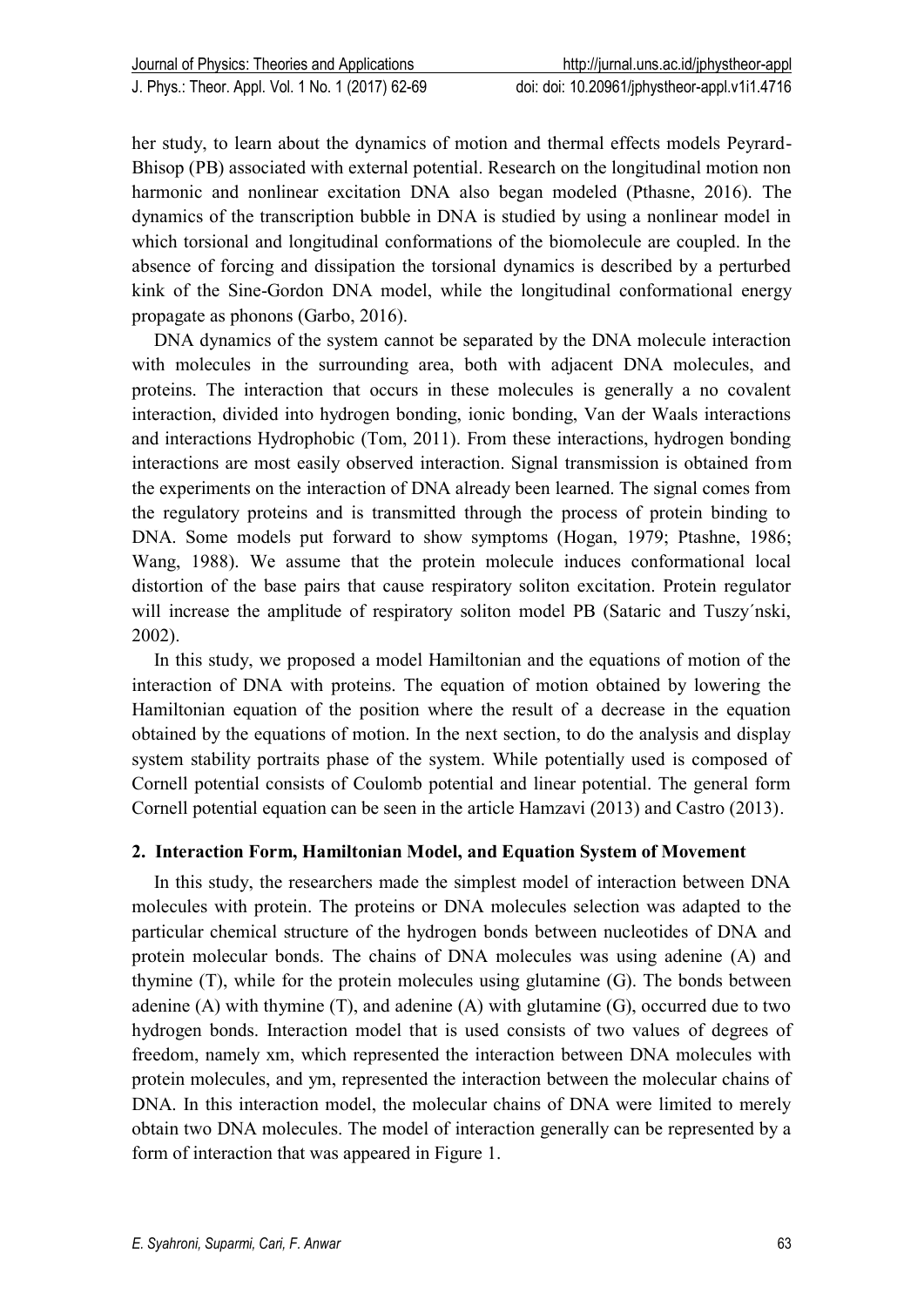her study, to learn about the dynamics of motion and thermal effects models Peyrard-Bhisop (PB) associated with external potential. Research on the longitudinal motion non harmonic and nonlinear excitation DNA also began modeled (Pthasne, 2016). The dynamics of the transcription bubble in DNA is studied by using a nonlinear model in which torsional and longitudinal conformations of the biomolecule are coupled. In the absence of forcing and dissipation the torsional dynamics is described by a perturbed kink of the Sine-Gordon DNA model, while the longitudinal conformational energy propagate as phonons (Garbo, 2016).

DNA dynamics of the system cannot be separated by the DNA molecule interaction with molecules in the surrounding area, both with adjacent DNA molecules, and proteins. The interaction that occurs in these molecules is generally a no covalent interaction, divided into hydrogen bonding, ionic bonding, Van der Waals interactions and interactions Hydrophobic (Tom, 2011). From these interactions, hydrogen bonding interactions are most easily observed interaction. Signal transmission is obtained from the experiments on the interaction of DNA already been learned. The signal comes from the regulatory proteins and is transmitted through the process of protein binding to DNA. Some models put forward to show symptoms (Hogan, 1979; Ptashne, 1986; Wang, 1988). We assume that the protein molecule induces conformational local distortion of the base pairs that cause respiratory soliton excitation. Protein regulator will increase the amplitude of respiratory soliton model PB (Sataric and Tuszy´nski, 2002).

In this study, we proposed a model Hamiltonian and the equations of motion of the interaction of DNA with proteins. The equation of motion obtained by lowering the Hamiltonian equation of the position where the result of a decrease in the equation obtained by the equations of motion. In the next section, to do the analysis and display system stability portraits phase of the system. While potentially used is composed of Cornell potential consists of Coulomb potential and linear potential. The general form Cornell potential equation can be seen in the article Hamzavi (2013) and Castro (2013).

## 2. Interaction Form, Hamiltonian Model, and Equation System of Movement

In this study, the researchers made the simplest model of interaction between DNA molecules with protein. The proteins or DNA molecules selection was adapted to the particular chemical structure of the hydrogen bonds between nucleotides of DNA and protein molecular bonds. The chains of DNA molecules was using adenine (A) and thymine (T), while for the protein molecules using glutamine (G). The bonds between adenine (A) with thymine (T), and adenine (A) with glutamine (G), occurred due to two hydrogen bonds. Interaction model that is used consists of two values of degrees of freedom, namely xm, which represented the interaction between DNA molecules with protein molecules, and ym, represented the interaction between the molecular chains of DNA. In this interaction model, the molecular chains of DNA were limited to merely obtain two DNA molecules. The model of interaction generally can be represented by a form of interaction that was appeared in Figure 1.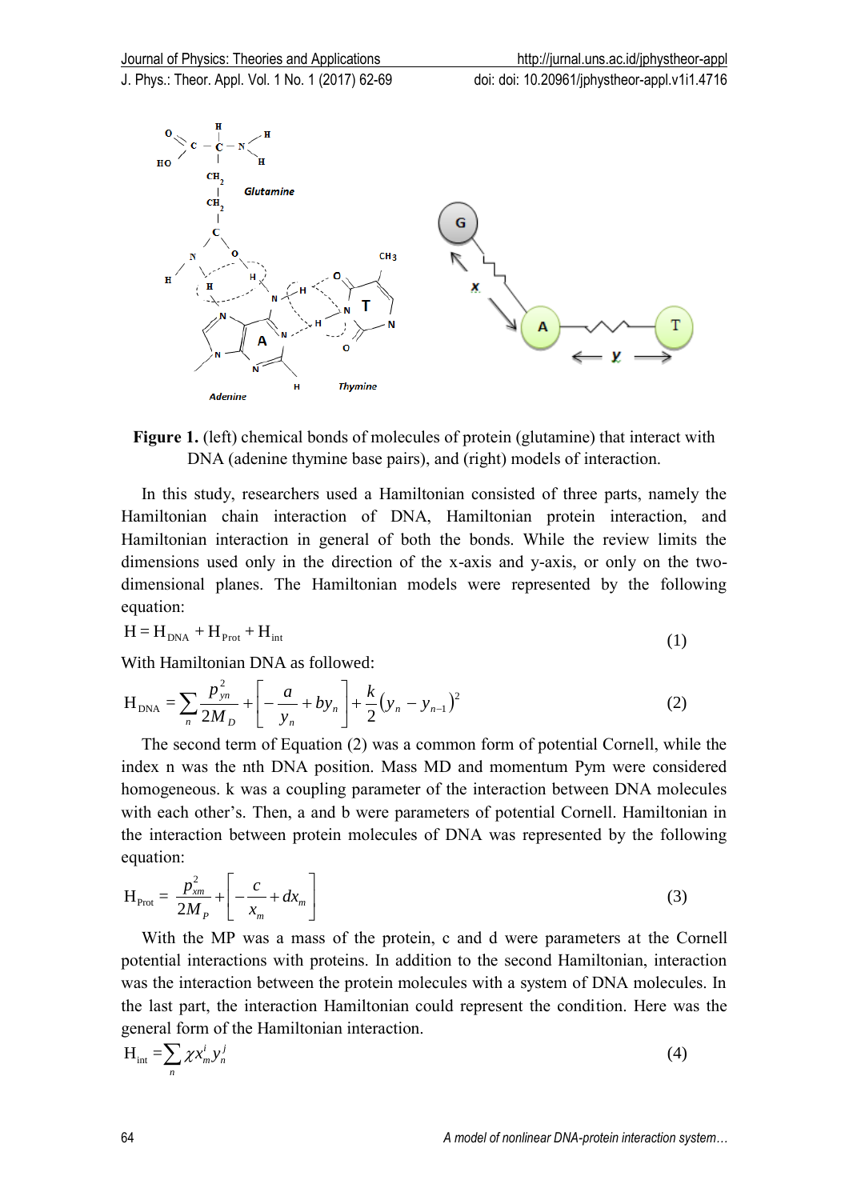**Figure 1.** (left) chemical bonds of molecules of protein (glutamine) that interact with DNA (adenine thymine base pairs), and (right) models of interaction.

In this study, researchers used a Hamiltonian consisted of three parts, namely the Hamiltonian chain interaction of DNA, Hamiltonian protein interaction, and Hamiltonian interaction in general of both the bonds. While the review limits the dimensions used only in the direction of the x-axis and y-axis, or only on the two-dimensional planes. The Hamiltonian models were represented by the following equation:

$$\mathrm{H} = \mathrm{H}_{\mathrm{DNA}} + \mathrm{H}_{\mathrm{Prot}} + \mathrm{H}_{\mathrm{int}} \tag{1}$$

With Hamiltonian DNA as followed:

$$\mathrm{H}_{\mathrm{DNA}} = \sum_{n} \frac{p_{yn}^{2}}{2M_{D}} + \left[ -\frac{a}{y_{n}} + by_{n} \right] + \frac{k}{2}\left(y_{n} - y_{n-1}\right)^{2} \tag{2}$$

The second term of Equation (2) was a common form of potential Cornell, while the index n was the nth DNA position. Mass MD and momentum Pym were considered homogeneous. k was a coupling parameter of the interaction between DNA molecules with each other's. Then, a and b were parameters of potential Cornell. Hamiltonian in the interaction between protein molecules of DNA was represented by the following equation:

$$\mathrm{H}_{\mathrm{Prot}} = \frac{p_{xm}^{2}}{2M_{P}} + \left[ -\frac{c}{x_{m}} + dx_{m} \right] \tag{3}$$

With the MP was a mass of the protein, c and d were parameters at the Cornell potential interactions with proteins. In addition to the second Hamiltonian, interaction was the interaction between the protein molecules with a system of DNA molecules. In the last part, the interaction Hamiltonian could represent the condition. Here was the general form of the Hamiltonian interaction.

$$\mathrm{H}_{\mathrm{int}} = \sum_{n} \chi x_{m}^{i} y_{n}^{j} \tag{4}$$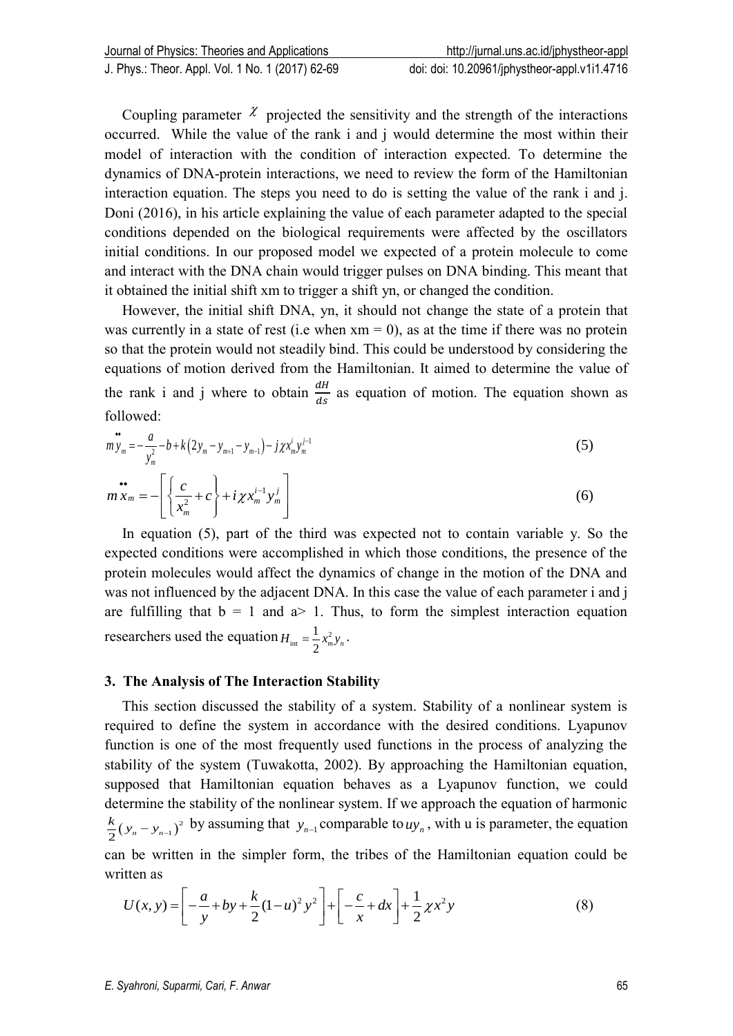Coupling parameter $\chi$ projected the sensitivity and the strength of the interactions occurred. While the value of the rank i and j would determine the most within their model of interaction with the condition of interaction expected. To determine the dynamics of DNA-protein interactions, we need to review the form of the Hamiltonian interaction equation. The steps you need to do is setting the value of the rank i and j. Doni (2016), in his article explaining the value of each parameter adapted to the special conditions depended on the biological requirements were affected by the oscillators initial conditions. In our proposed model we expected of a protein molecule to come and interact with the DNA chain would trigger pulses on DNA binding. This meant that it obtained the initial shift xm to trigger a shift yn, or changed the condition.

However, the initial shift DNA, yn, it should not change the state of a protein that was currently in a state of rest (i.e when xm = 0), as at the time if there was no protein so that the protein would not steadily bind. This could be understood by considering the equations of motion derived from the Hamiltonian. It aimed to determine the value of the rank i and j where to obtain $\frac{dH}{ds}$ as equation of motion. The equation shown as followed:

$$m\ddot{y}_m = -\frac{a}{y_m^2} - b + k\left(2y_m - y_{m+1} - y_{m-1}\right) - j\chi x_m^i y_m^{j-1} \tag{5}$$

$$m\ddot{x}_m = -\left[\left\{\frac{c}{x_m^2} + c\right\} + i\chi x_m^{i-1} y_m^j\right] \tag{6}$$

In equation (5), part of the third was expected not to contain variable y. So the expected conditions were accomplished in which those conditions, the presence of the protein molecules would affect the dynamics of change in the motion of the DNA and was not influenced by the adjacent DNA. In this case the value of each parameter i and j are fulfilling that b = 1 and a> 1. Thus, to form the simplest interaction equation researchers used the equation $H_{\text{int}} = \frac{1}{2}x_m^2 y_n$.

## 3. The Analysis of The Interaction Stability

This section discussed the stability of a system. Stability of a nonlinear system is required to define the system in accordance with the desired conditions. Lyapunov function is one of the most frequently used functions in the process of analyzing the stability of the system (Tuwakotta, 2002). By approaching the Hamiltonian equation, supposed that Hamiltonian equation behaves as a Lyapunov function, we could determine the stability of the nonlinear system. If we approach the equation of harmonic $\frac{k}{2}(y_n - y_{n-1})^2$ by assuming that $y_{n-1}$ comparable to $uy_n$, with u is parameter, the equation can be written in the simpler form, the tribes of the Hamiltonian equation could be written as

$$U(x,y) = \left[-\frac{a}{y} + by + \frac{k}{2}(1-u)^2 y^2\right] + \left[-\frac{c}{x} + dx\right] + \frac{1}{2}\chi x^2 y \tag{8}$$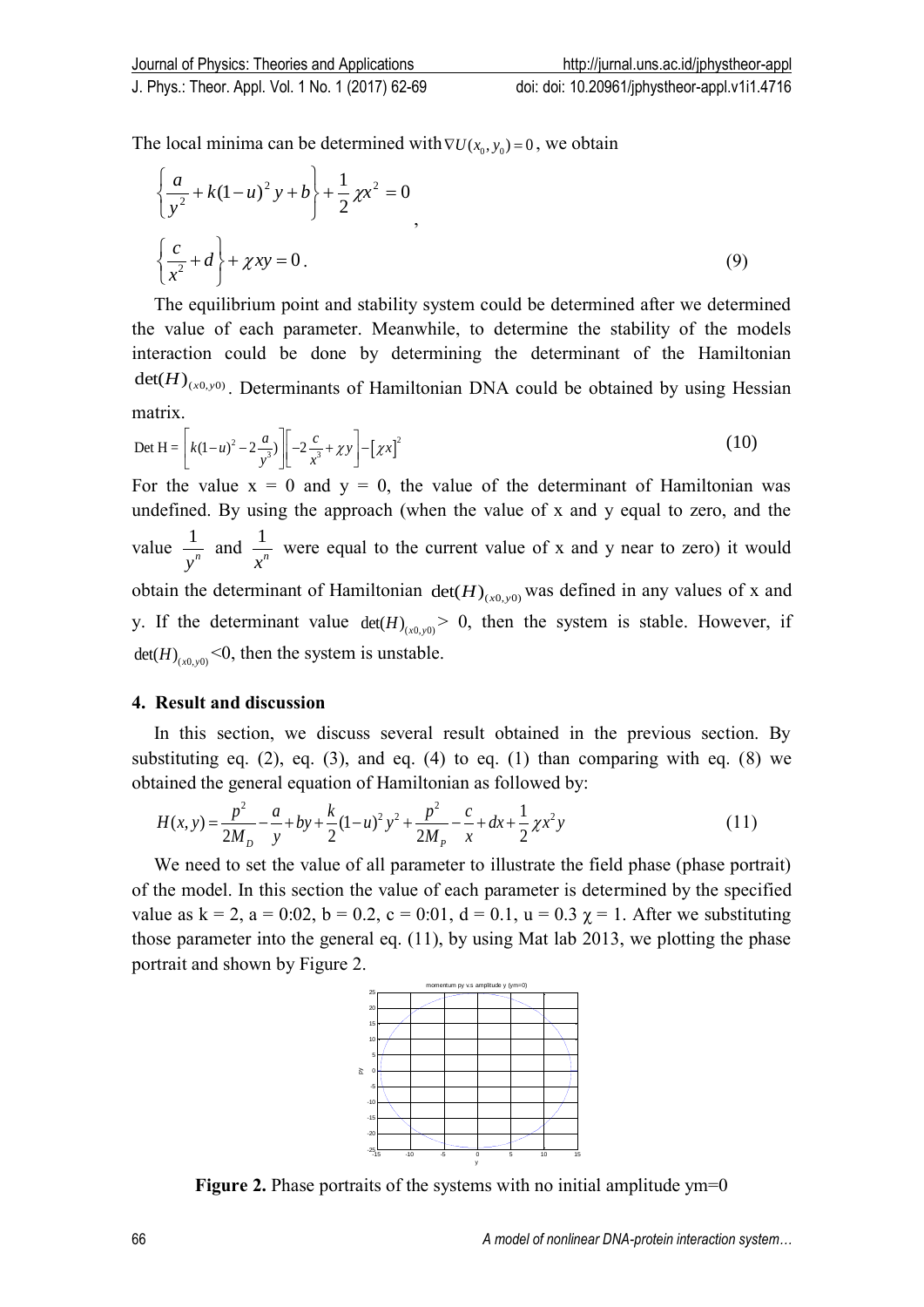The local minima can be determined with $\nabla U(x_0, y_0) = 0$, we obtain

$$\left\{\frac{a}{y^2} + k(1-u)^2 y + b\right\} + \frac{1}{2}\chi x^2 = 0$$
,
$$\left\{\frac{c}{x^2} + d\right\} + \chi xy = 0 . \tag{9}$$

The equilibrium point and stability system could be determined after we determined the value of each parameter. Meanwhile, to determine the stability of the models interaction could be done by determining the determinant of the Hamiltonian $\det(H)_{(x0,y0)}$. Determinants of Hamiltonian DNA could be obtained by using Hessian matrix.

$$\text{Det H} = \left[k(1-u)^2 - 2\frac{a}{y^3})\right]\left[-2\frac{c}{x^3} + \chi y\right] - \left[\chi x\right]^2 \tag{10}$$

For the value x = 0 and y = 0, the value of the determinant of Hamiltonian was undefined. By using the approach (when the value of x and y equal to zero, and the value $\frac{1}{y^n}$ and $\frac{1}{x^n}$ were equal to the current value of x and y near to zero) it would obtain the determinant of Hamiltonian $\det(H)_{(x0,y0)}$ was defined in any values of x and y. If the determinant value $\det(H)_{(x0,y0)} > 0$, then the system is stable. However, if $\det(H)_{(x0,y0)} < 0$, then the system is unstable.

## 4. Result and discussion

In this section, we discuss several result obtained in the previous section. By substituting eq. (2), eq. (3), and eq. (4) to eq. (1) than comparing with eq. (8) we obtained the general equation of Hamiltonian as followed by:

$$H(x,y) = \frac{p^2}{2M_D} - \frac{a}{y} + by + \frac{k}{2}(1-u)^2 y^2 + \frac{p^2}{2M_P} - \frac{c}{x} + dx + \frac{1}{2}\chi x^2 y \tag{11}$$

We need to set the value of all parameter to illustrate the field phase (phase portrait) of the model. In this section the value of each parameter is determined by the specified value as k = 2, a = 0:02, b = 0.2, c = 0:01, d = 0.1, u = 0.3 $\chi$ = 1. After we substituting those parameter into the general eq. (11), by using Mat lab 2013, we plotting the phase portrait and shown by Figure 2.

**Figure 2.** Phase portraits of the systems with no initial amplitude ym=0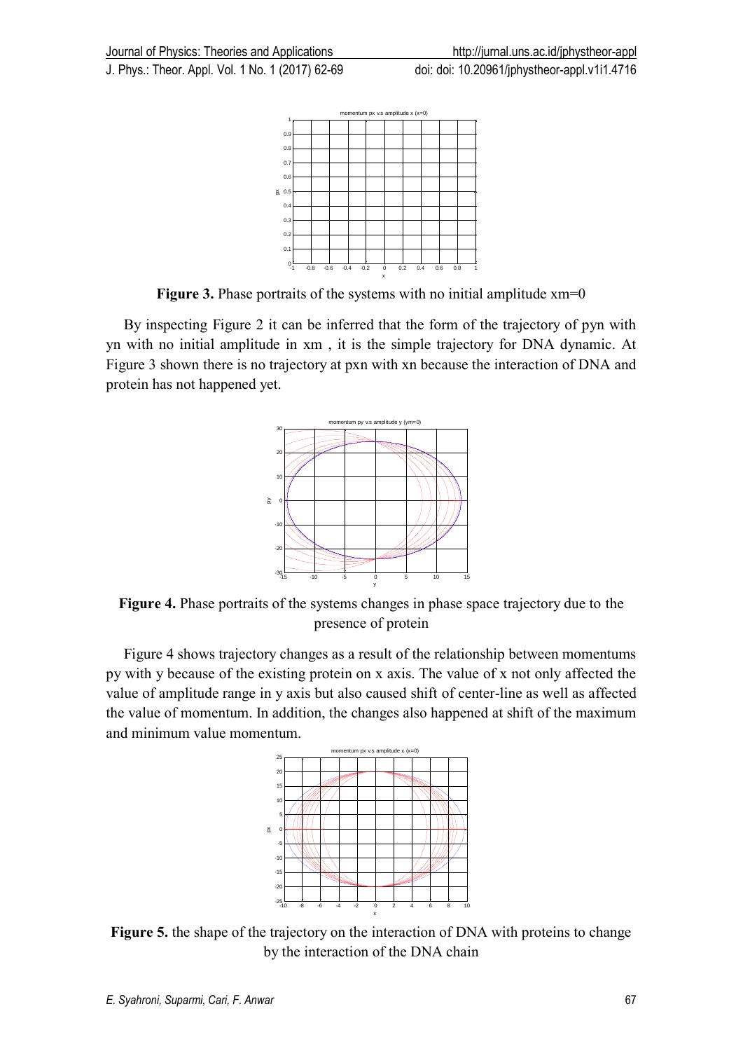**Figure 3.** Phase portraits of the systems with no initial amplitude xm=0

By inspecting Figure 2 it can be inferred that the form of the trajectory of pyn with yn with no initial amplitude in xm , it is the simple trajectory for DNA dynamic. At Figure 3 shown there is no trajectory at pxn with xn because the interaction of DNA and protein has not happened yet.

**Figure 4.** Phase portraits of the systems changes in phase space trajectory due to the presence of protein

Figure 4 shows trajectory changes as a result of the relationship between momentums py with y because of the existing protein on x axis. The value of x not only affected the value of amplitude range in y axis but also caused shift of center-line as well as affected the value of momentum. In addition, the changes also happened at shift of the maximum and minimum value momentum.

**Figure 5.** the shape of the trajectory on the interaction of DNA with proteins to change by the interaction of the DNA chain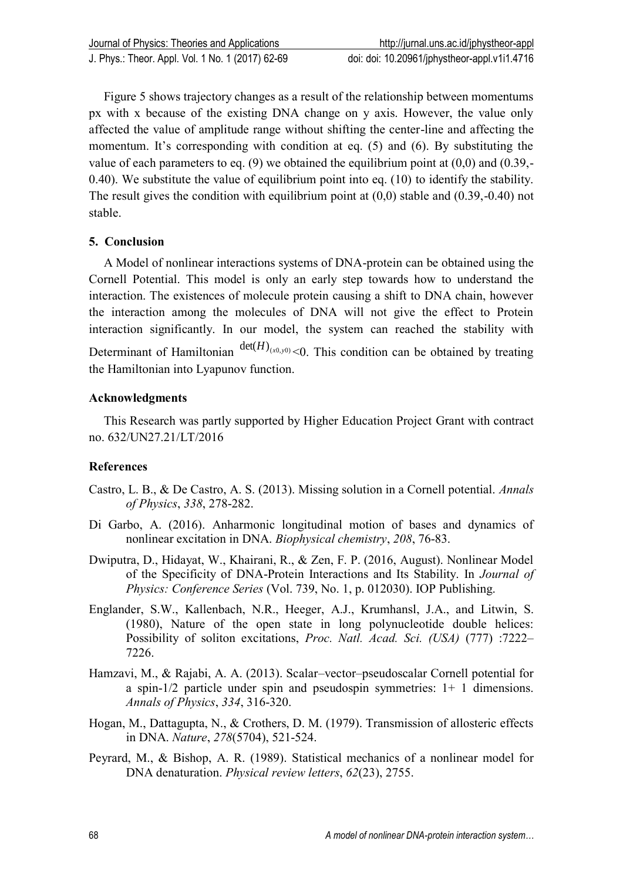Figure 5 shows trajectory changes as a result of the relationship between momentums px with x because of the existing DNA change on y axis. However, the value only affected the value of amplitude range without shifting the center-line and affecting the momentum. It's corresponding with condition at eq. (5) and (6). By substituting the value of each parameters to eq. (9) we obtained the equilibrium point at (0,0) and (0.39,-0.40). We substitute the value of equilibrium point into eq. (10) to identify the stability. The result gives the condition with equilibrium point at (0,0) stable and (0.39,-0.40) not stable.

## 5. Conclusion

A Model of nonlinear interactions systems of DNA-protein can be obtained using the Cornell Potential. This model is only an early step towards how to understand the interaction. The existences of molecule protein causing a shift to DNA chain, however the interaction among the molecules of DNA will not give the effect to Protein interaction significantly. In our model, the system can reached the stability with Determinant of Hamiltonian $\det(H)_{(x0,y0)}<0$. This condition can be obtained by treating the Hamiltonian into Lyapunov function.

## Acknowledgments

This Research was partly supported by Higher Education Project Grant with contract no. 632/UN27.21/LT/2016

## References

Castro, L. B., & De Castro, A. S. (2013). Missing solution in a Cornell potential. *Annals of Physics*, *338*, 278-282.

Di Garbo, A. (2016). Anharmonic longitudinal motion of bases and dynamics of nonlinear excitation in DNA. *Biophysical chemistry*, *208*, 76-83.

Dwiputra, D., Hidayat, W., Khairani, R., & Zen, F. P. (2016, August). Nonlinear Model of the Specificity of DNA-Protein Interactions and Its Stability. In *Journal of Physics: Conference Series* (Vol. 739, No. 1, p. 012030). IOP Publishing.

Englander, S.W., Kallenbach, N.R., Heeger, A.J., Krumhansl, J.A., and Litwin, S. (1980), Nature of the open state in long polynucleotide double helices: Possibility of soliton excitations, *Proc. Natl. Acad. Sci. (USA)* (777) :7222–7226.

Hamzavi, M., & Rajabi, A. A. (2013). Scalar–vector–pseudoscalar Cornell potential for a spin-1/2 particle under spin and pseudospin symmetries: 1+ 1 dimensions. *Annals of Physics*, *334*, 316-320.

Hogan, M., Dattagupta, N., & Crothers, D. M. (1979). Transmission of allosteric effects in DNA. *Nature*, *278*(5704), 521-524.

Peyrard, M., & Bishop, A. R. (1989). Statistical mechanics of a nonlinear model for DNA denaturation. *Physical review letters*, *62*(23), 2755.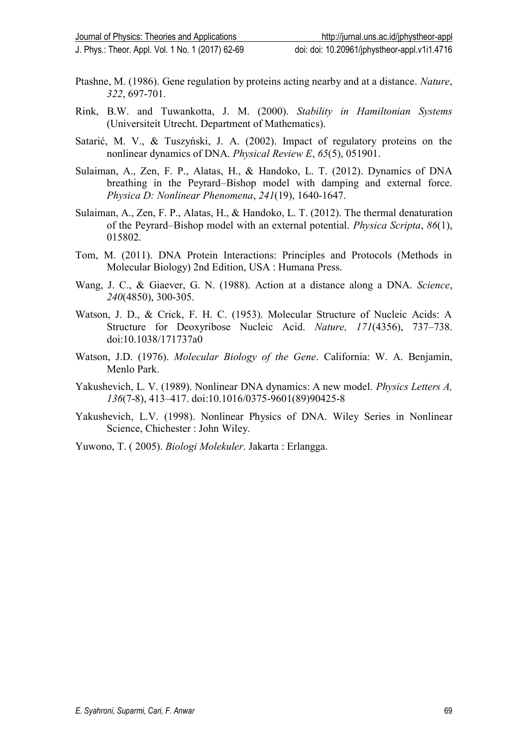Ptashne, M. (1986). Gene regulation by proteins acting nearby and at a distance. *Nature*, *322*, 697-701.

Rink, B.W. and Tuwankotta, J. M. (2000). *Stability in Hamiltonian Systems* (Universiteit Utrecht. Department of Mathematics).

Satarić, M. V., & Tuszyński, J. A. (2002). Impact of regulatory proteins on the nonlinear dynamics of DNA. *Physical Review E*, *65*(5), 051901.

Sulaiman, A., Zen, F. P., Alatas, H., & Handoko, L. T. (2012). Dynamics of DNA breathing in the Peyrard–Bishop model with damping and external force. *Physica D: Nonlinear Phenomena*, *241*(19), 1640-1647.

Sulaiman, A., Zen, F. P., Alatas, H., & Handoko, L. T. (2012). The thermal denaturation of the Peyrard–Bishop model with an external potential. *Physica Scripta*, *86*(1), 015802.

Tom, M. (2011). DNA Protein Interactions: Principles and Protocols (Methods in Molecular Biology) 2nd Edition, USA : Humana Press.

Wang, J. C., & Giaever, G. N. (1988). Action at a distance along a DNA. *Science*, *240*(4850), 300-305.

Watson, J. D., & Crick, F. H. C. (1953). Molecular Structure of Nucleic Acids: A Structure for Deoxyribose Nucleic Acid. *Nature, 171*(4356), 737–738. doi:10.1038/171737a0

Watson, J.D. (1976). *Molecular Biology of the Gene*. California: W. A. Benjamin, Menlo Park.

Yakushevich, L. V. (1989). Nonlinear DNA dynamics: A new model. *Physics Letters A, 136*(7-8), 413–417. doi:10.1016/0375-9601(89)90425-8

Yakushevich, L.V. (1998). Nonlinear Physics of DNA. Wiley Series in Nonlinear Science, Chichester : John Wiley.

Yuwono, T. ( 2005). *Biologi Molekuler*. Jakarta : Erlangga.